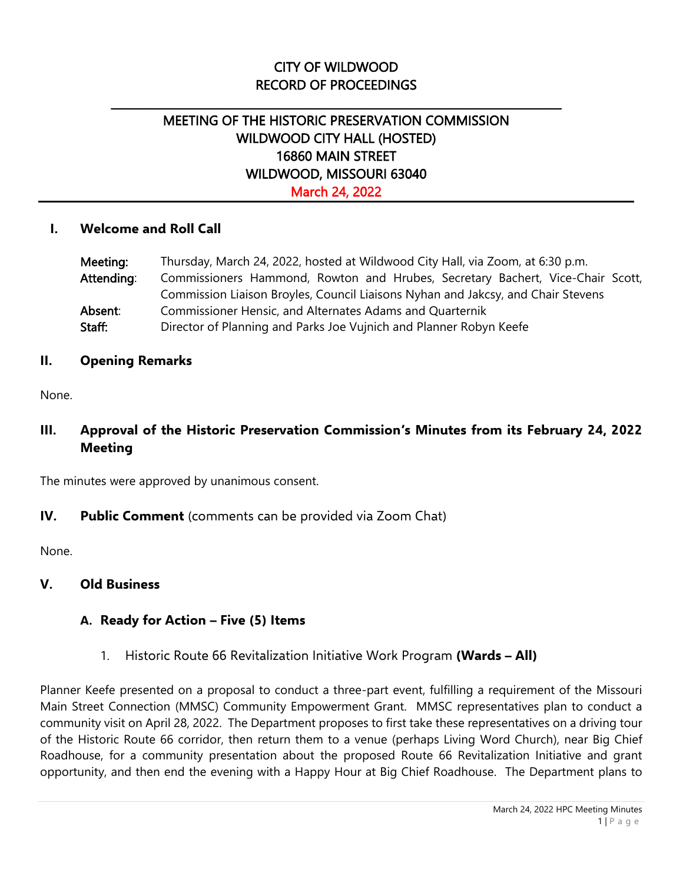# CITY OF WILDWOOD
# RECORD OF PROCEEDINGS

---

## MEETING OF THE HISTORIC PRESERVATION COMMISSION
## WILDWOOD CITY HALL (HOSTED)
## 16860 MAIN STREET
## WILDWOOD, MISSOURI 63040
## March 24, 2022

---

### I. Welcome and Roll Call

**Meeting:** Thursday, March 24, 2022, hosted at Wildwood City Hall, via Zoom, at 6:30 p.m.
**Attending:** Commissioners Hammond, Rowton and Hrubes, Secretary Bachert, Vice-Chair Scott, Commission Liaison Broyles, Council Liaisons Nyhan and Jakcsy, and Chair Stevens
**Absent:** Commissioner Hensic, and Alternates Adams and Quarternik
**Staff:** Director of Planning and Parks Joe Vujnich and Planner Robyn Keefe

### II. Opening Remarks

None.

### III. Approval of the Historic Preservation Commission's Minutes from its February 24, 2022 Meeting

The minutes were approved by unanimous consent.

### IV. Public Comment (comments can be provided via Zoom Chat)

None.

### V. Old Business

#### A. Ready for Action – Five (5) Items

1. Historic Route 66 Revitalization Initiative Work Program **(Wards – All)**

Planner Keefe presented on a proposal to conduct a three-part event, fulfilling a requirement of the Missouri Main Street Connection (MMSC) Community Empowerment Grant. MMSC representatives plan to conduct a community visit on April 28, 2022. The Department proposes to first take these representatives on a driving tour of the Historic Route 66 corridor, then return them to a venue (perhaps Living Word Church), near Big Chief Roadhouse, for a community presentation about the proposed Route 66 Revitalization Initiative and grant opportunity, and then end the evening with a Happy Hour at Big Chief Roadhouse. The Department plans to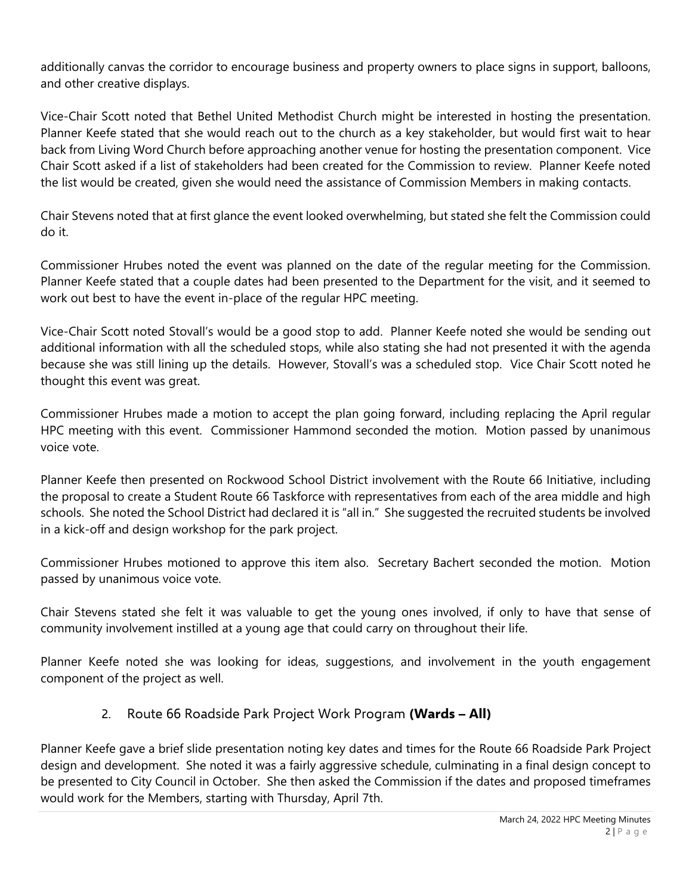additionally canvas the corridor to encourage business and property owners to place signs in support, balloons, and other creative displays.

Vice-Chair Scott noted that Bethel United Methodist Church might be interested in hosting the presentation. Planner Keefe stated that she would reach out to the church as a key stakeholder, but would first wait to hear back from Living Word Church before approaching another venue for hosting the presentation component. Vice Chair Scott asked if a list of stakeholders had been created for the Commission to review. Planner Keefe noted the list would be created, given she would need the assistance of Commission Members in making contacts.

Chair Stevens noted that at first glance the event looked overwhelming, but stated she felt the Commission could do it.

Commissioner Hrubes noted the event was planned on the date of the regular meeting for the Commission. Planner Keefe stated that a couple dates had been presented to the Department for the visit, and it seemed to work out best to have the event in-place of the regular HPC meeting.

Vice-Chair Scott noted Stovall's would be a good stop to add. Planner Keefe noted she would be sending out additional information with all the scheduled stops, while also stating she had not presented it with the agenda because she was still lining up the details. However, Stovall's was a scheduled stop. Vice Chair Scott noted he thought this event was great.

Commissioner Hrubes made a motion to accept the plan going forward, including replacing the April regular HPC meeting with this event. Commissioner Hammond seconded the motion. Motion passed by unanimous voice vote.

Planner Keefe then presented on Rockwood School District involvement with the Route 66 Initiative, including the proposal to create a Student Route 66 Taskforce with representatives from each of the area middle and high schools. She noted the School District had declared it is "all in." She suggested the recruited students be involved in a kick-off and design workshop for the park project.

Commissioner Hrubes motioned to approve this item also. Secretary Bachert seconded the motion. Motion passed by unanimous voice vote.

Chair Stevens stated she felt it was valuable to get the young ones involved, if only to have that sense of community involvement instilled at a young age that could carry on throughout their life.

Planner Keefe noted she was looking for ideas, suggestions, and involvement in the youth engagement component of the project as well.

2. Route 66 Roadside Park Project Work Program **(Wards – All)**

Planner Keefe gave a brief slide presentation noting key dates and times for the Route 66 Roadside Park Project design and development. She noted it was a fairly aggressive schedule, culminating in a final design concept to be presented to City Council in October. She then asked the Commission if the dates and proposed timeframes would work for the Members, starting with Thursday, April 7th.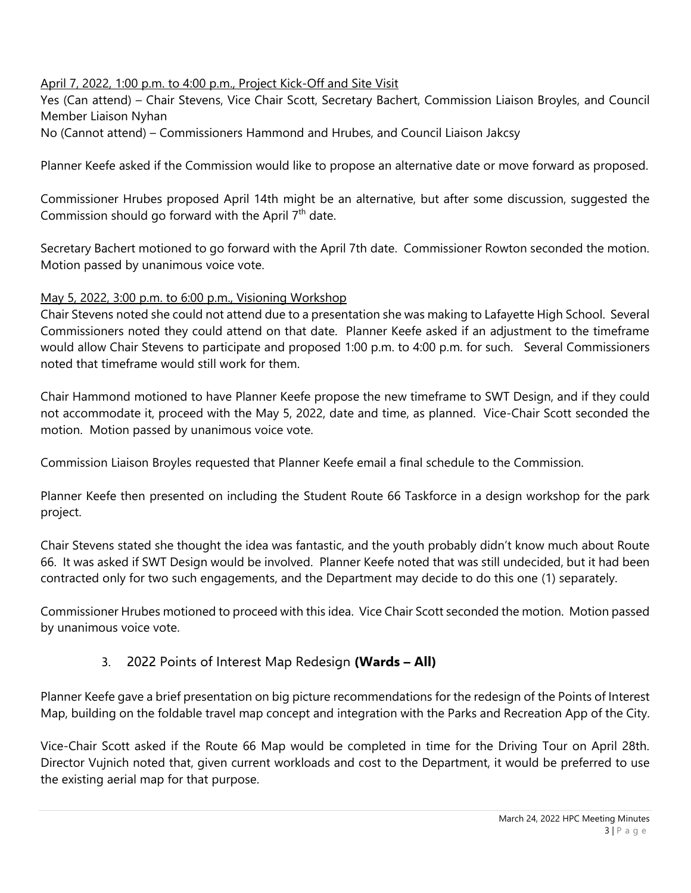April 7, 2022, 1:00 p.m. to 4:00 p.m., Project Kick-Off and Site Visit

Yes (Can attend) – Chair Stevens, Vice Chair Scott, Secretary Bachert, Commission Liaison Broyles, and Council Member Liaison Nyhan

No (Cannot attend) – Commissioners Hammond and Hrubes, and Council Liaison Jakcsy

Planner Keefe asked if the Commission would like to propose an alternative date or move forward as proposed.

Commissioner Hrubes proposed April 14th might be an alternative, but after some discussion, suggested the Commission should go forward with the April 7th date.

Secretary Bachert motioned to go forward with the April 7th date. Commissioner Rowton seconded the motion. Motion passed by unanimous voice vote.

May 5, 2022, 3:00 p.m. to 6:00 p.m., Visioning Workshop

Chair Stevens noted she could not attend due to a presentation she was making to Lafayette High School. Several Commissioners noted they could attend on that date. Planner Keefe asked if an adjustment to the timeframe would allow Chair Stevens to participate and proposed 1:00 p.m. to 4:00 p.m. for such. Several Commissioners noted that timeframe would still work for them.

Chair Hammond motioned to have Planner Keefe propose the new timeframe to SWT Design, and if they could not accommodate it, proceed with the May 5, 2022, date and time, as planned. Vice-Chair Scott seconded the motion. Motion passed by unanimous voice vote.

Commission Liaison Broyles requested that Planner Keefe email a final schedule to the Commission.

Planner Keefe then presented on including the Student Route 66 Taskforce in a design workshop for the park project.

Chair Stevens stated she thought the idea was fantastic, and the youth probably didn't know much about Route 66. It was asked if SWT Design would be involved. Planner Keefe noted that was still undecided, but it had been contracted only for two such engagements, and the Department may decide to do this one (1) separately.

Commissioner Hrubes motioned to proceed with this idea. Vice Chair Scott seconded the motion. Motion passed by unanimous voice vote.

3. 2022 Points of Interest Map Redesign **(Wards – All)**

Planner Keefe gave a brief presentation on big picture recommendations for the redesign of the Points of Interest Map, building on the foldable travel map concept and integration with the Parks and Recreation App of the City.

Vice-Chair Scott asked if the Route 66 Map would be completed in time for the Driving Tour on April 28th. Director Vujnich noted that, given current workloads and cost to the Department, it would be preferred to use the existing aerial map for that purpose.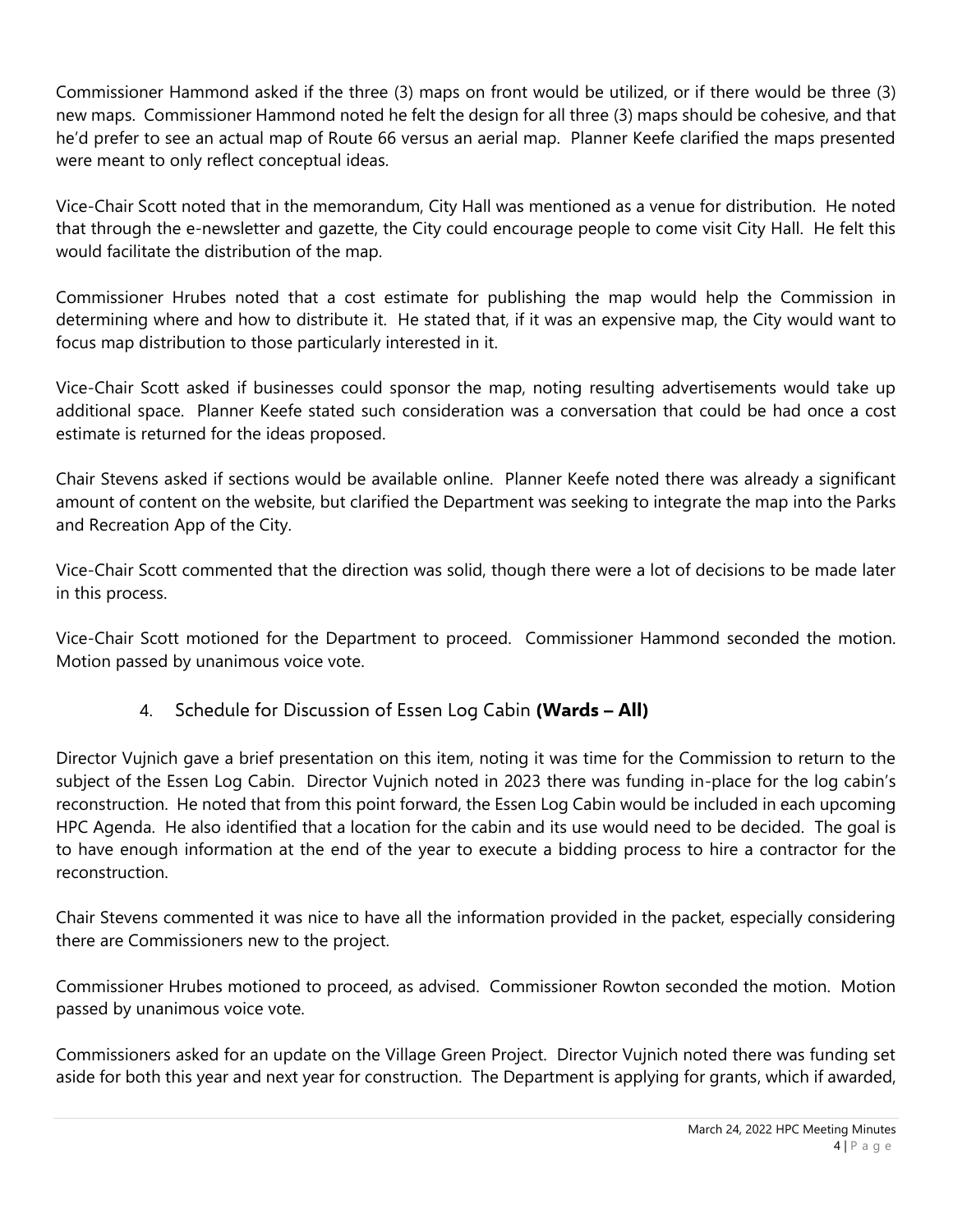Commissioner Hammond asked if the three (3) maps on front would be utilized, or if there would be three (3) new maps. Commissioner Hammond noted he felt the design for all three (3) maps should be cohesive, and that he'd prefer to see an actual map of Route 66 versus an aerial map. Planner Keefe clarified the maps presented were meant to only reflect conceptual ideas.

Vice-Chair Scott noted that in the memorandum, City Hall was mentioned as a venue for distribution. He noted that through the e-newsletter and gazette, the City could encourage people to come visit City Hall. He felt this would facilitate the distribution of the map.

Commissioner Hrubes noted that a cost estimate for publishing the map would help the Commission in determining where and how to distribute it. He stated that, if it was an expensive map, the City would want to focus map distribution to those particularly interested in it.

Vice-Chair Scott asked if businesses could sponsor the map, noting resulting advertisements would take up additional space. Planner Keefe stated such consideration was a conversation that could be had once a cost estimate is returned for the ideas proposed.

Chair Stevens asked if sections would be available online. Planner Keefe noted there was already a significant amount of content on the website, but clarified the Department was seeking to integrate the map into the Parks and Recreation App of the City.

Vice-Chair Scott commented that the direction was solid, though there were a lot of decisions to be made later in this process.

Vice-Chair Scott motioned for the Department to proceed. Commissioner Hammond seconded the motion. Motion passed by unanimous voice vote.

### 4. Schedule for Discussion of Essen Log Cabin **(Wards – All)**

Director Vujnich gave a brief presentation on this item, noting it was time for the Commission to return to the subject of the Essen Log Cabin. Director Vujnich noted in 2023 there was funding in-place for the log cabin's reconstruction. He noted that from this point forward, the Essen Log Cabin would be included in each upcoming HPC Agenda. He also identified that a location for the cabin and its use would need to be decided. The goal is to have enough information at the end of the year to execute a bidding process to hire a contractor for the reconstruction.

Chair Stevens commented it was nice to have all the information provided in the packet, especially considering there are Commissioners new to the project.

Commissioner Hrubes motioned to proceed, as advised. Commissioner Rowton seconded the motion. Motion passed by unanimous voice vote.

Commissioners asked for an update on the Village Green Project. Director Vujnich noted there was funding set aside for both this year and next year for construction. The Department is applying for grants, which if awarded,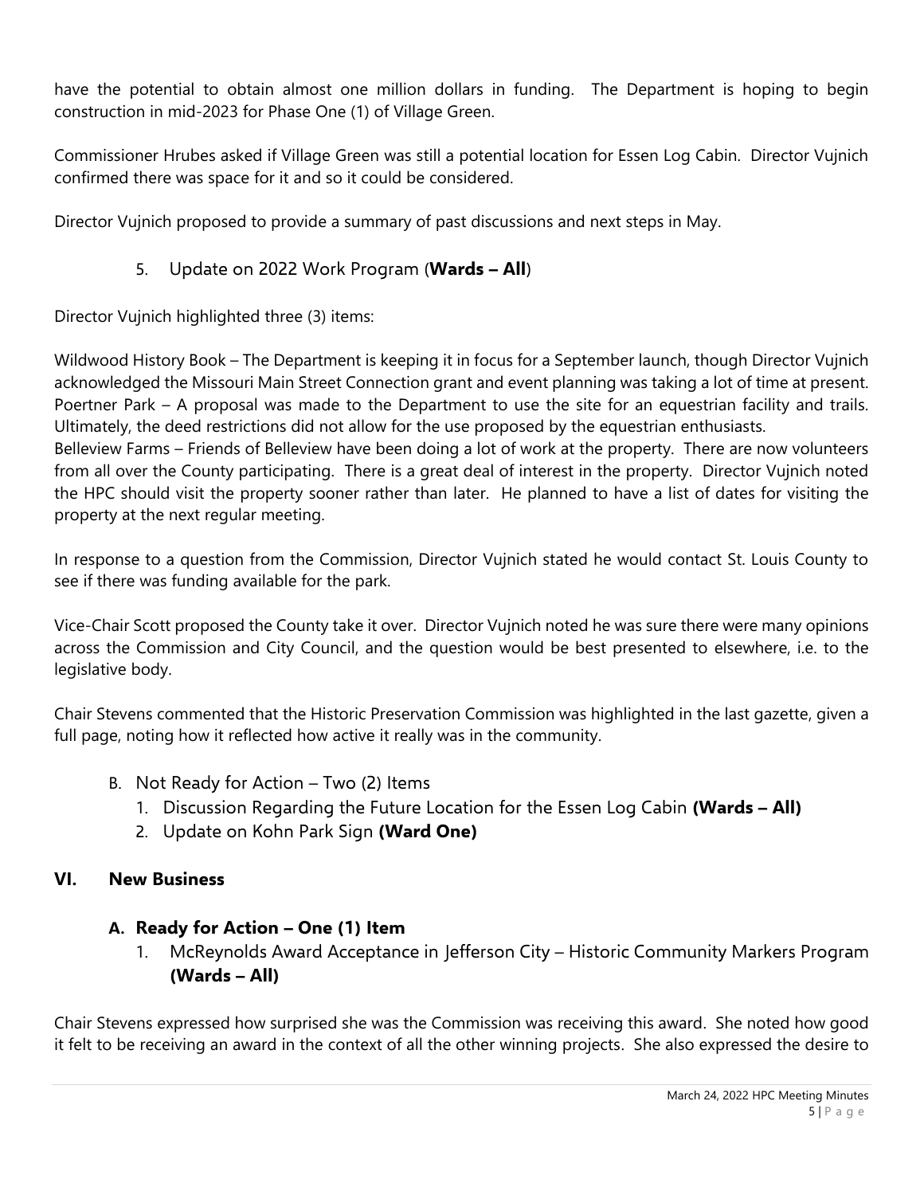have the potential to obtain almost one million dollars in funding. The Department is hoping to begin construction in mid-2023 for Phase One (1) of Village Green.

Commissioner Hrubes asked if Village Green was still a potential location for Essen Log Cabin. Director Vujnich confirmed there was space for it and so it could be considered.

Director Vujnich proposed to provide a summary of past discussions and next steps in May.

5. Update on 2022 Work Program (**Wards – All**)

Director Vujnich highlighted three (3) items:

Wildwood History Book – The Department is keeping it in focus for a September launch, though Director Vujnich acknowledged the Missouri Main Street Connection grant and event planning was taking a lot of time at present.
Poertner Park – A proposal was made to the Department to use the site for an equestrian facility and trails. Ultimately, the deed restrictions did not allow for the use proposed by the equestrian enthusiasts.
Belleview Farms – Friends of Belleview have been doing a lot of work at the property. There are now volunteers from all over the County participating. There is a great deal of interest in the property. Director Vujnich noted the HPC should visit the property sooner rather than later. He planned to have a list of dates for visiting the property at the next regular meeting.

In response to a question from the Commission, Director Vujnich stated he would contact St. Louis County to see if there was funding available for the park.

Vice-Chair Scott proposed the County take it over. Director Vujnich noted he was sure there were many opinions across the Commission and City Council, and the question would be best presented to elsewhere, i.e. to the legislative body.

Chair Stevens commented that the Historic Preservation Commission was highlighted in the last gazette, given a full page, noting how it reflected how active it really was in the community.

B. Not Ready for Action – Two (2) Items
   1. Discussion Regarding the Future Location for the Essen Log Cabin **(Wards – All)**
   2. Update on Kohn Park Sign **(Ward One)**

## VI. New Business

### A. Ready for Action – One (1) Item

1. McReynolds Award Acceptance in Jefferson City – Historic Community Markers Program **(Wards – All)**

Chair Stevens expressed how surprised she was the Commission was receiving this award. She noted how good it felt to be receiving an award in the context of all the other winning projects. She also expressed the desire to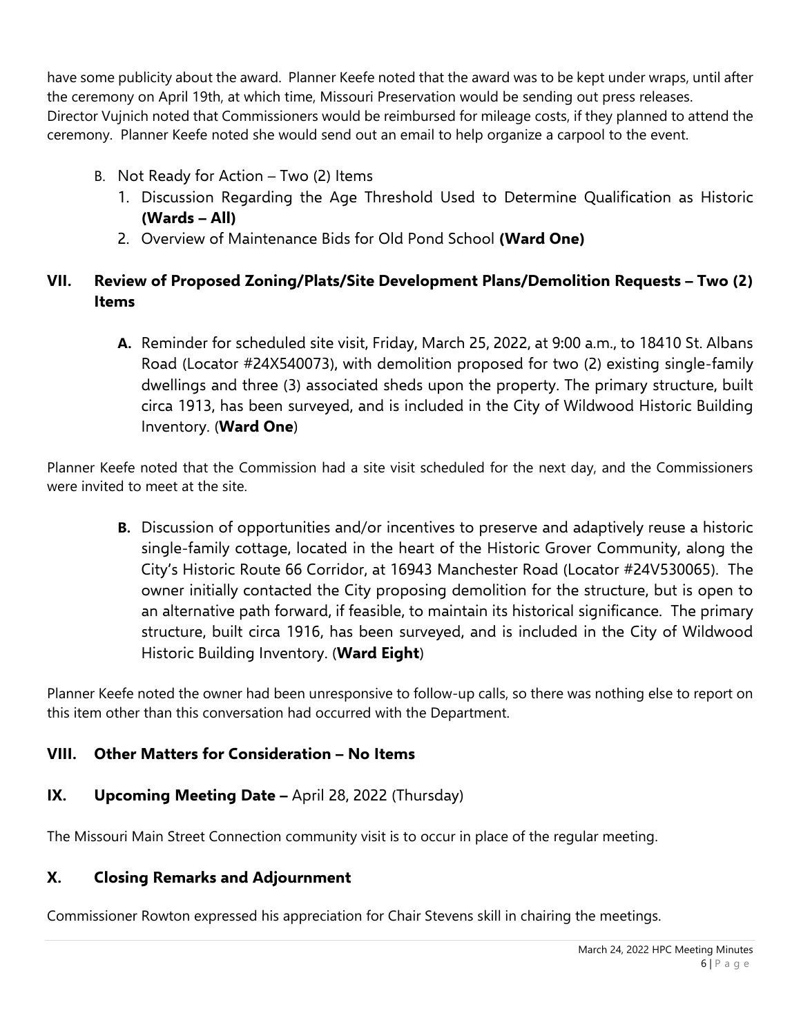have some publicity about the award. Planner Keefe noted that the award was to be kept under wraps, until after the ceremony on April 19th, at which time, Missouri Preservation would be sending out press releases. Director Vujnich noted that Commissioners would be reimbursed for mileage costs, if they planned to attend the ceremony. Planner Keefe noted she would send out an email to help organize a carpool to the event.

B. Not Ready for Action – Two (2) Items
   1. Discussion Regarding the Age Threshold Used to Determine Qualification as Historic **(Wards – All)**
   2. Overview of Maintenance Bids for Old Pond School **(Ward One)**

## VII. Review of Proposed Zoning/Plats/Site Development Plans/Demolition Requests – Two (2) Items

**A.** Reminder for scheduled site visit, Friday, March 25, 2022, at 9:00 a.m., to 18410 St. Albans Road (Locator #24X540073), with demolition proposed for two (2) existing single-family dwellings and three (3) associated sheds upon the property. The primary structure, built circa 1913, has been surveyed, and is included in the City of Wildwood Historic Building Inventory. (**Ward One**)

Planner Keefe noted that the Commission had a site visit scheduled for the next day, and the Commissioners were invited to meet at the site.

**B.** Discussion of opportunities and/or incentives to preserve and adaptively reuse a historic single-family cottage, located in the heart of the Historic Grover Community, along the City's Historic Route 66 Corridor, at 16943 Manchester Road (Locator #24V530065). The owner initially contacted the City proposing demolition for the structure, but is open to an alternative path forward, if feasible, to maintain its historical significance. The primary structure, built circa 1916, has been surveyed, and is included in the City of Wildwood Historic Building Inventory. (**Ward Eight**)

Planner Keefe noted the owner had been unresponsive to follow-up calls, so there was nothing else to report on this item other than this conversation had occurred with the Department.

## VIII. Other Matters for Consideration – No Items

## IX. Upcoming Meeting Date – April 28, 2022 (Thursday)

The Missouri Main Street Connection community visit is to occur in place of the regular meeting.

## X. Closing Remarks and Adjournment

Commissioner Rowton expressed his appreciation for Chair Stevens skill in chairing the meetings.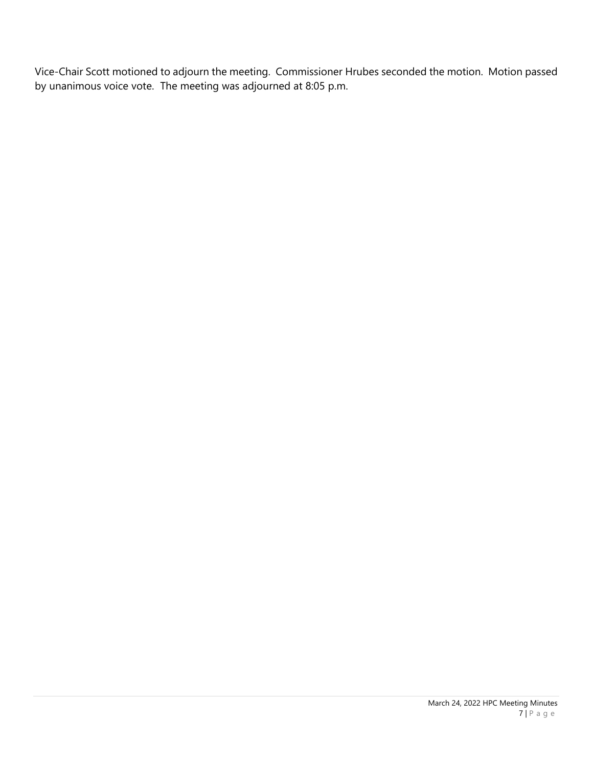Vice-Chair Scott motioned to adjourn the meeting. Commissioner Hrubes seconded the motion. Motion passed by unanimous voice vote. The meeting was adjourned at 8:05 p.m.